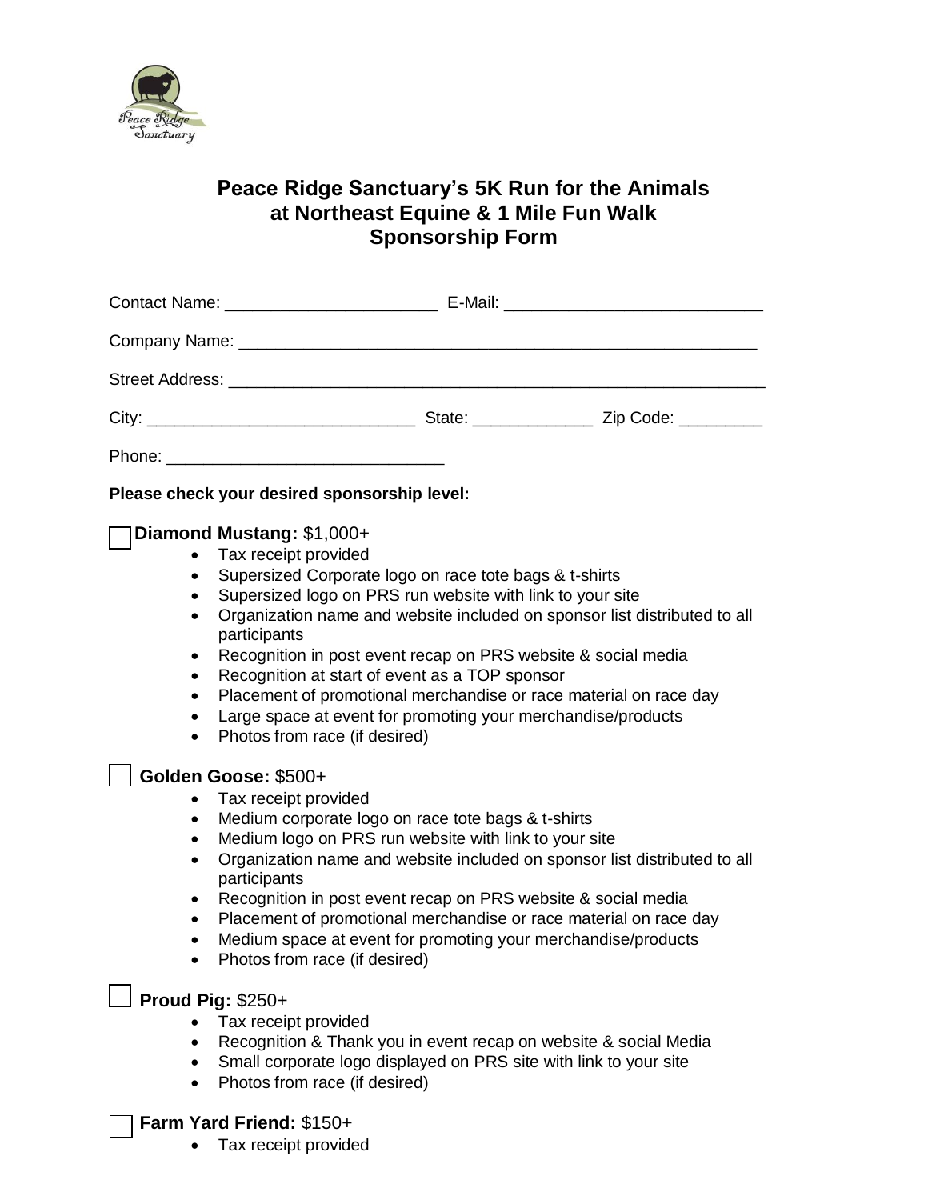# Peace Ridge Sanctuary's 5K Run for the Animals at Northeast Equine & 1 Mile Fun Walk Sponsorship Form

Contact Name: ______________________ E-Mail: ___________________________

Company Name: ______________________________________________________

Street Address: ______________________________________________________

City: ____________________________ State: _____________ Zip Code: _________

Phone: ______________________________

**Please check your desired sponsorship level:**

☐ **Diamond Mustang:** $1,000+

- Tax receipt provided
- Supersized Corporate logo on race tote bags & t-shirts
- Supersized logo on PRS run website with link to your site
- Organization name and website included on sponsor list distributed to all participants
- Recognition in post event recap on PRS website & social media
- Recognition at start of event as a TOP sponsor
- Placement of promotional merchandise or race material on race day
- Large space at event for promoting your merchandise/products
- Photos from race (if desired)

☐ **Golden Goose:** $500+

- Tax receipt provided
- Medium corporate logo on race tote bags & t-shirts
- Medium logo on PRS run website with link to your site
- Organization name and website included on sponsor list distributed to all participants
- Recognition in post event recap on PRS website & social media
- Placement of promotional merchandise or race material on race day
- Medium space at event for promoting your merchandise/products
- Photos from race (if desired)

☐ **Proud Pig:** $250+

- Tax receipt provided
- Recognition & Thank you in event recap on website & social Media
- Small corporate logo displayed on PRS site with link to your site
- Photos from race (if desired)

☐ **Farm Yard Friend:** $150+

- Tax receipt provided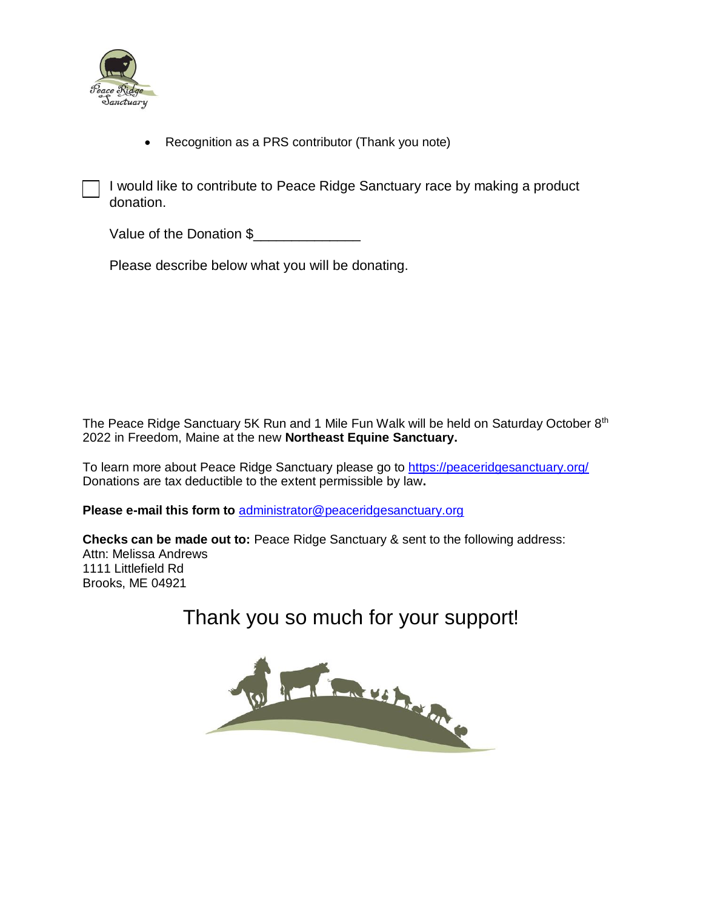- Recognition as a PRS contributor (Thank you note)

☐ I would like to contribute to Peace Ridge Sanctuary race by making a product donation.

Value of the Donation $______________

Please describe below what you will be donating.

The Peace Ridge Sanctuary 5K Run and 1 Mile Fun Walk will be held on Saturday October 8th 2022 in Freedom, Maine at the new **Northeast Equine Sanctuary.**

To learn more about Peace Ridge Sanctuary please go to https://peaceridgesanctuary.org/
Donations are tax deductible to the extent permissible by law**.**

**Please e-mail this form to** administrator@peaceridgesanctuary.org

**Checks can be made out to:** Peace Ridge Sanctuary & sent to the following address:
Attn: Melissa Andrews
1111 Littlefield Rd
Brooks, ME 04921

Thank you so much for your support!